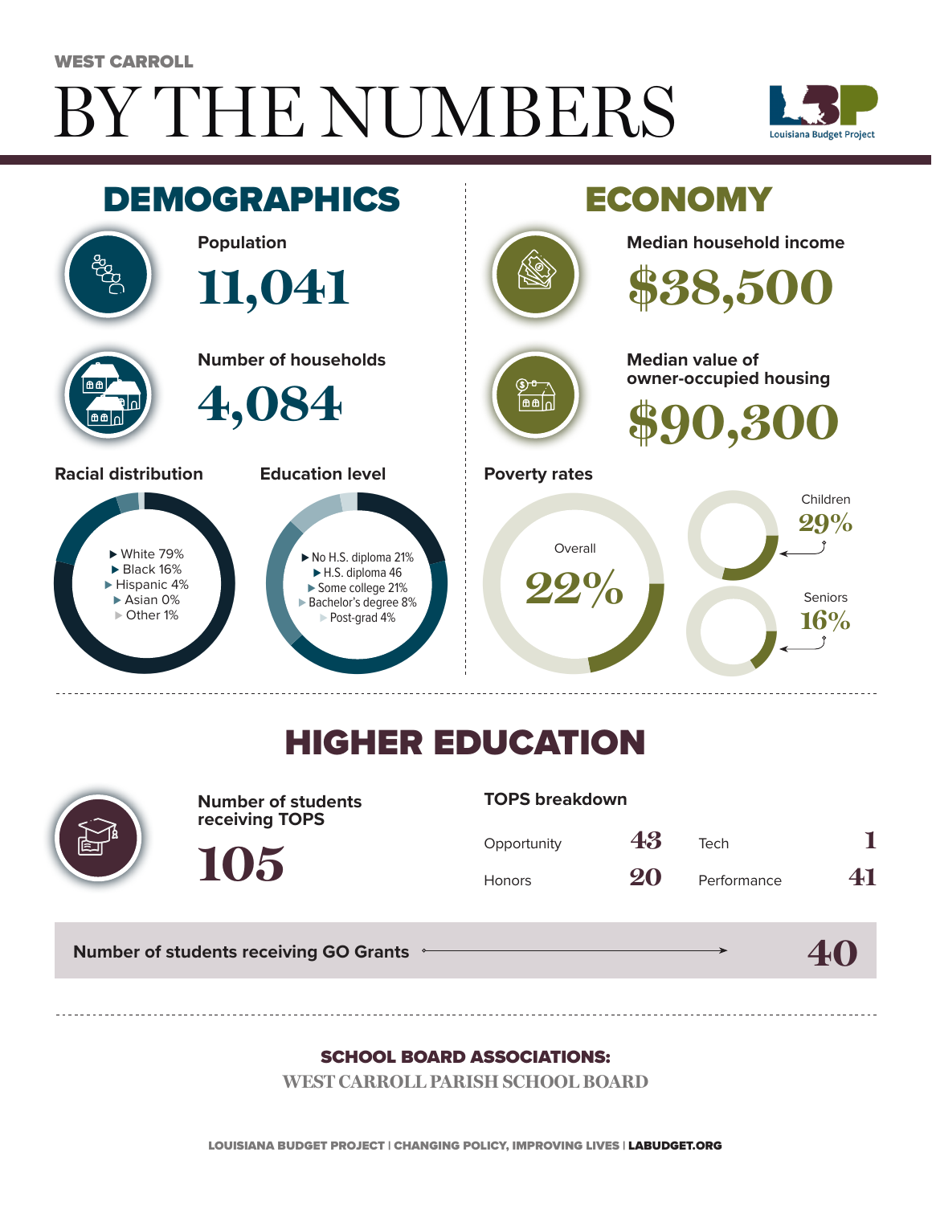WEST CARROLL

# BY THE NUMBERS

Louisiana Budget Project

## DEMOGRAPHICS

**Population**

**11,041**

**Number of households**

**4,084**

**Racial distribution**

- White 79%
- Black 16%
- Hispanic 4%
- Asian 0%
- Other 1%

**Education level**

- No H.S. diploma 21%
- H.S. diploma 46
- Some college 21%
- Bachelor's degree 8%
- Post-grad 4%

## ECONOMY

**Median household income**

**$38,500**

**Median value of owner-occupied housing**

**$90,300**

**Poverty rates**

- Overall 22%
- Children 29%
- Seniors 16%

## HIGHER EDUCATION

**Number of students receiving TOPS**

**105**

**TOPS breakdown**

| | | | |
|---|---|---|---|
| Opportunity | 43 | Tech | 1 |
| Honors | 20 | Performance | 41 |

**Number of students receiving GO Grants** → **40**

**SCHOOL BOARD ASSOCIATIONS:**

WEST CARROLL PARISH SCHOOL BOARD

LOUISIANA BUDGET PROJECT | CHANGING POLICY, IMPROVING LIVES | LABUDGET.ORG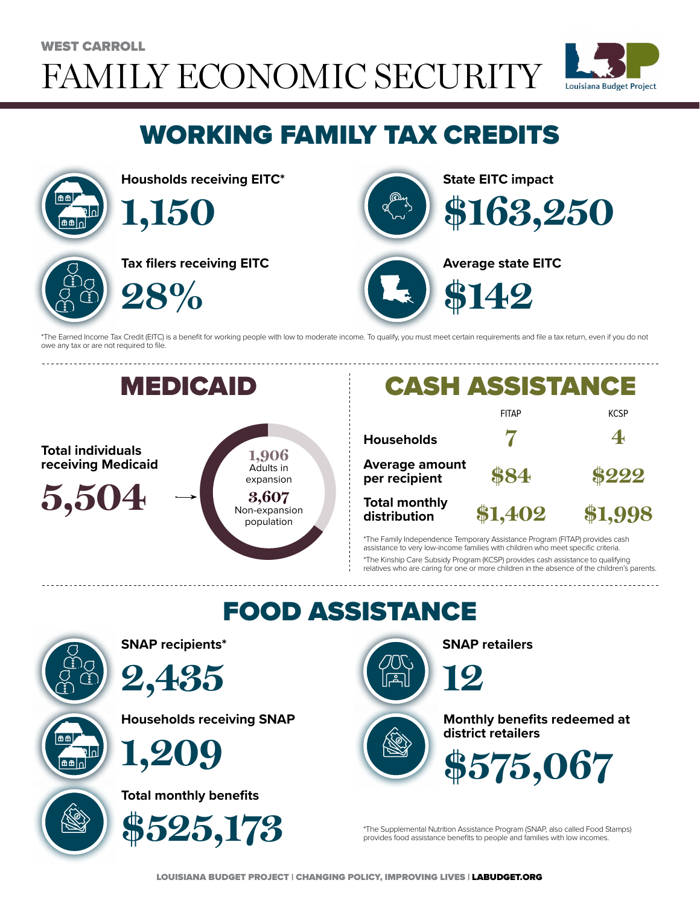WEST CARROLL

# FAMILY ECONOMIC SECURITY

## WORKING FAMILY TAX CREDITS

**Households receiving EITC***

1,150

**State EITC impact**

$163,250

**Tax filers receiving EITC**

28%

**Average state EITC**

$142

*The Earned Income Tax Credit (EITC) is a benefit for working people with low to moderate income. To qualify, you must meet certain requirements and file a tax return, even if you do not owe any tax or are not required to file.

## MEDICAID

**Total individuals receiving Medicaid**

5,504

1,906
Adults in expansion

3,607
Non-expansion population

## CASH ASSISTANCE

| | FITAP | KCSP |
|---|---|---|
| **Households** | 7 | 4 |
| **Average amount per recipient** | $84 | $222 |
| **Total monthly distribution** | $1,402 | $1,998 |

*The Family Independence Temporary Assistance Program (FITAP) provides cash assistance to very low-income families with children who meet specific criteria.

*The Kinship Care Subsidy Program (KCSP) provides cash assistance to qualifying relatives who are caring for one or more children in the absence of the children's parents.

## FOOD ASSISTANCE

**SNAP recipients***

2,435

**Households receiving SNAP**

1,209

**Total monthly benefits**

$525,173

**SNAP retailers**

12

**Monthly benefits redeemed at district retailers**

$575,067

*The Supplemental Nutrition Assistance Program (SNAP, also called Food Stamps) provides food assistance benefits to people and families with low incomes.

LOUISIANA BUDGET PROJECT | CHANGING POLICY, IMPROVING LIVES | **LABUDGET.ORG**